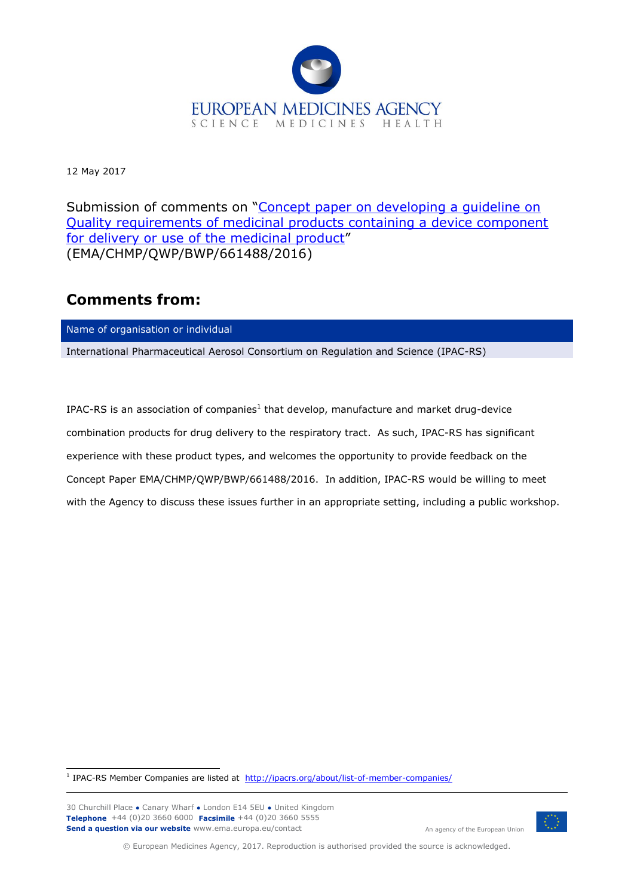EUROPEAN MEDICINES AGENCY
SCIENCE MEDICINES HEALTH

12 May 2017

Submission of comments on "Concept paper on developing a guideline on Quality requirements of medicinal products containing a device component for delivery or use of the medicinal product"
(EMA/CHMP/QWP/BWP/661488/2016)

## Comments from:

| Name of organisation or individual |
| --- |
| International Pharmaceutical Aerosol Consortium on Regulation and Science (IPAC-RS) |

IPAC-RS is an association of companies[1] that develop, manufacture and market drug-device combination products for drug delivery to the respiratory tract. As such, IPAC-RS has significant experience with these product types, and welcomes the opportunity to provide feedback on the Concept Paper EMA/CHMP/QWP/BWP/661488/2016. In addition, IPAC-RS would be willing to meet with the Agency to discuss these issues further in an appropriate setting, including a public workshop.

[1] IPAC-RS Member Companies are listed at http://ipacrs.org/about/list-of-member-companies/

30 Churchill Place ● Canary Wharf ● London E14 5EU ● United Kingdom
**Telephone** +44 (0)20 3660 6000 **Facsimile** +44 (0)20 3660 5555
**Send a question via our website** www.ema.europa.eu/contact

An agency of the European Union

© European Medicines Agency, 2017. Reproduction is authorised provided the source is acknowledged.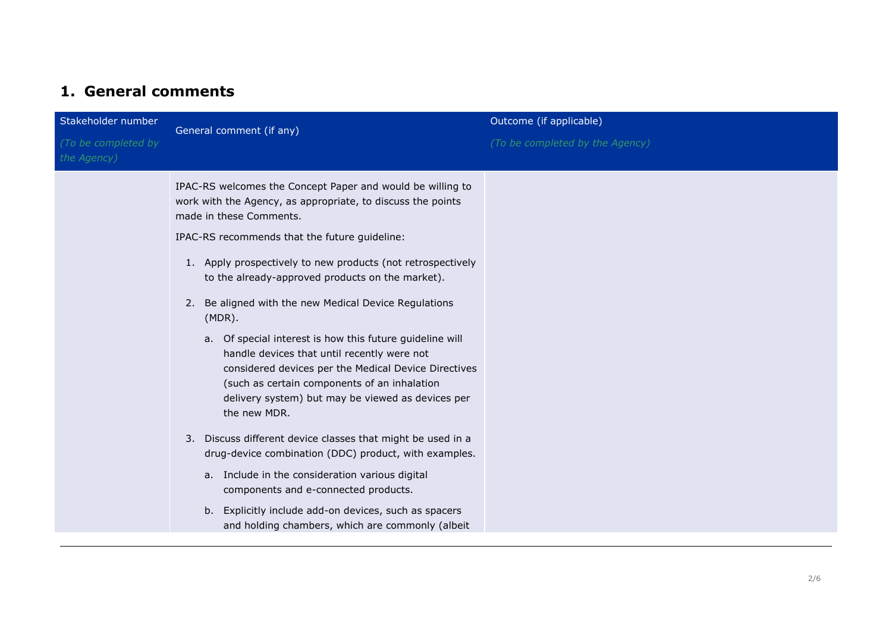## 1. General comments

| Stakeholder number *(To be completed by the Agency)* | General comment (if any) | Outcome (if applicable) *(To be completed by the Agency)* |
|---|---|---|
| | IPAC-RS welcomes the Concept Paper and would be willing to work with the Agency, as appropriate, to discuss the points made in these Comments.<br><br>IPAC-RS recommends that the future guideline:<br><br>1. Apply prospectively to new products (not retrospectively to the already-approved products on the market).<br>2. Be aligned with the new Medical Device Regulations (MDR).<br>   a. Of special interest is how this future guideline will handle devices that until recently were not considered devices per the Medical Device Directives (such as certain components of an inhalation delivery system) but may be viewed as devices per the new MDR.<br>3. Discuss different device classes that might be used in a drug-device combination (DDC) product, with examples.<br>   a. Include in the consideration various digital components and e-connected products.<br>   b. Explicitly include add-on devices, such as spacers and holding chambers, which are commonly (albeit | |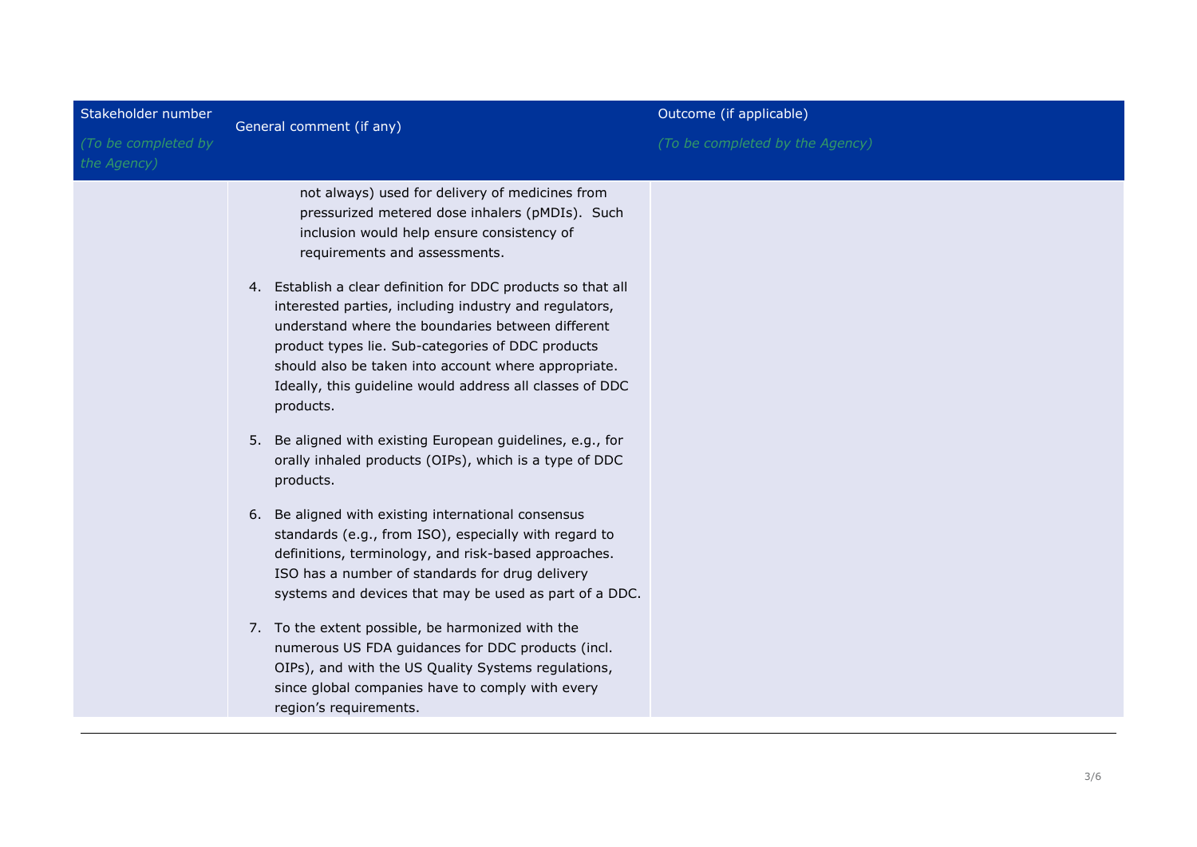| Stakeholder number *(To be completed by the Agency)* | General comment (if any) | Outcome (if applicable) *(To be completed by the Agency)* |
|---|---|---|
| | not always) used for delivery of medicines from pressurized metered dose inhalers (pMDIs). Such inclusion would help ensure consistency of requirements and assessments.<br><br>4. Establish a clear definition for DDC products so that all interested parties, including industry and regulators, understand where the boundaries between different product types lie. Sub-categories of DDC products should also be taken into account where appropriate. Ideally, this guideline would address all classes of DDC products.<br><br>5. Be aligned with existing European guidelines, e.g., for orally inhaled products (OIPs), which is a type of DDC products.<br><br>6. Be aligned with existing international consensus standards (e.g., from ISO), especially with regard to definitions, terminology, and risk-based approaches. ISO has a number of standards for drug delivery systems and devices that may be used as part of a DDC.<br><br>7. To the extent possible, be harmonized with the numerous US FDA guidances for DDC products (incl. OIPs), and with the US Quality Systems regulations, since global companies have to comply with every region's requirements. | |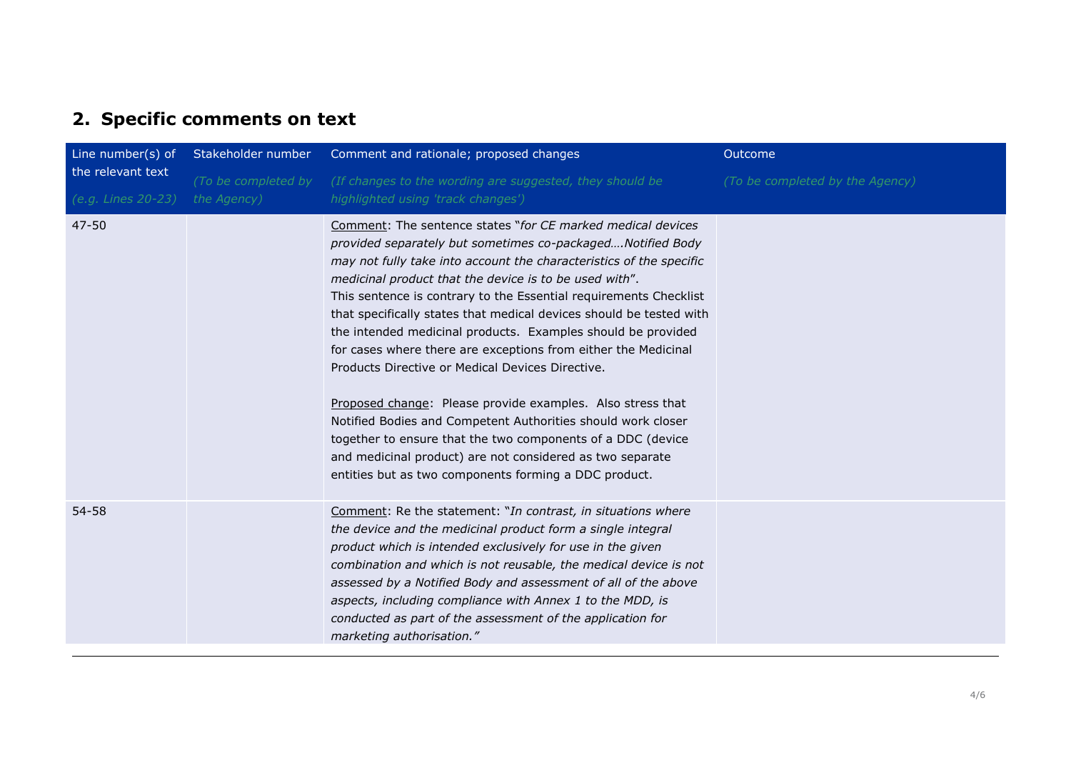## 2. Specific comments on text

| Line number(s) of the relevant text<br>*(e.g. Lines 20-23)* | Stakeholder number<br>*(To be completed by the Agency)* | Comment and rationale; proposed changes<br>*(If changes to the wording are suggested, they should be highlighted using 'track changes')* | Outcome<br>*(To be completed by the Agency)* |
|---|---|---|---|
| 47-50 | | Comment: The sentence states "*for CE marked medical devices provided separately but sometimes co-packaged….Notified Body may not fully take into account the characteristics of the specific medicinal product that the device is to be used with*".<br>This sentence is contrary to the Essential requirements Checklist that specifically states that medical devices should be tested with the intended medicinal products. Examples should be provided for cases where there are exceptions from either the Medicinal Products Directive or Medical Devices Directive.<br><br>Proposed change: Please provide examples. Also stress that Notified Bodies and Competent Authorities should work closer together to ensure that the two components of a DDC (device and medicinal product) are not considered as two separate entities but as two components forming a DDC product. | |
| 54-58 | | Comment: Re the statement: "*In contrast, in situations where the device and the medicinal product form a single integral product which is intended exclusively for use in the given combination and which is not reusable, the medical device is not assessed by a Notified Body and assessment of all of the above aspects, including compliance with Annex 1 to the MDD, is conducted as part of the assessment of the application for marketing authorisation.*" | |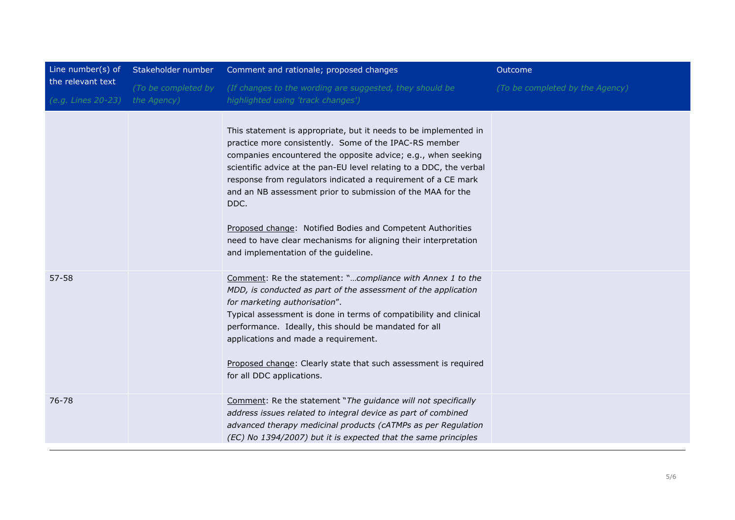| Line number(s) of the relevant text<br>*(e.g. Lines 20-23)* | Stakeholder number<br>*(To be completed by the Agency)* | Comment and rationale; proposed changes<br>*(If changes to the wording are suggested, they should be highlighted using 'track changes')* | Outcome<br>*(To be completed by the Agency)* |
|---|---|---|---|
| | | This statement is appropriate, but it needs to be implemented in practice more consistently. Some of the IPAC-RS member companies encountered the opposite advice; e.g., when seeking scientific advice at the pan-EU level relating to a DDC, the verbal response from regulators indicated a requirement of a CE mark and an NB assessment prior to submission of the MAA for the DDC.<br><br><u>Proposed change</u>: Notified Bodies and Competent Authorities need to have clear mechanisms for aligning their interpretation and implementation of the guideline. | |
| 57-58 | | <u>Comment</u>: Re the statement: "*…compliance with Annex 1 to the MDD, is conducted as part of the assessment of the application for marketing authorisation*".<br>Typical assessment is done in terms of compatibility and clinical performance. Ideally, this should be mandated for all applications and made a requirement.<br><br><u>Proposed change</u>: Clearly state that such assessment is required for all DDC applications. | |
| 76-78 | | <u>Comment</u>: Re the statement "*The guidance will not specifically address issues related to integral device as part of combined advanced therapy medicinal products (cATMPs as per Regulation (EC) No 1394/2007) but it is expected that the same principles* | |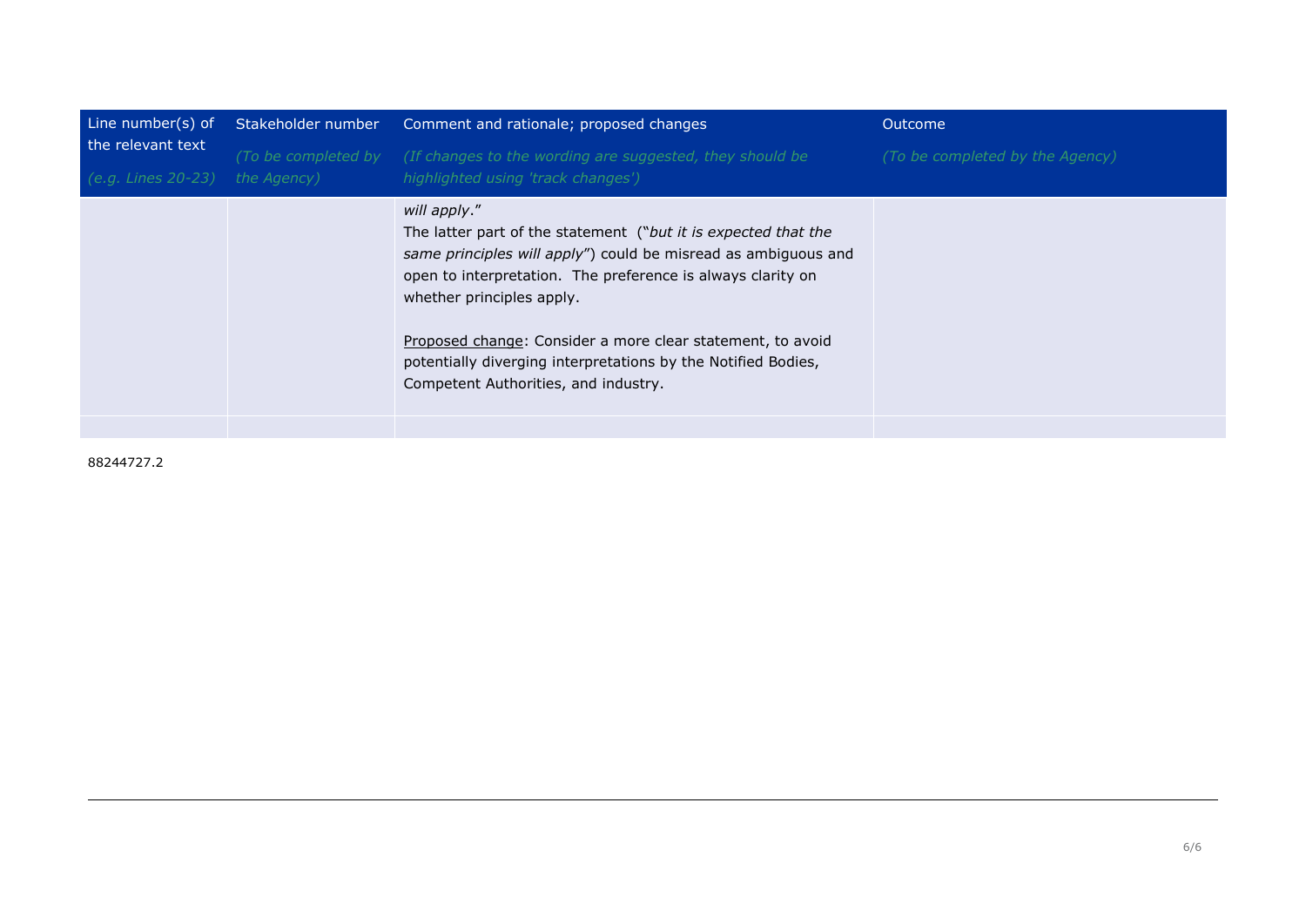| Line number(s) of the relevant text<br>*(e.g. Lines 20-23)* | Stakeholder number<br>*(To be completed by the Agency)* | Comment and rationale; proposed changes<br>*(If changes to the wording are suggested, they should be highlighted using 'track changes')* | Outcome<br>*(To be completed by the Agency)* |
|---|---|---|---|
| | | *will apply*."<br>The latter part of the statement ("*but it is expected that the same principles will apply*") could be misread as ambiguous and open to interpretation. The preference is always clarity on whether principles apply.<br><br>Proposed change: Consider a more clear statement, to avoid potentially diverging interpretations by the Notified Bodies, Competent Authorities, and industry. | |
| | | | |

88244727.2